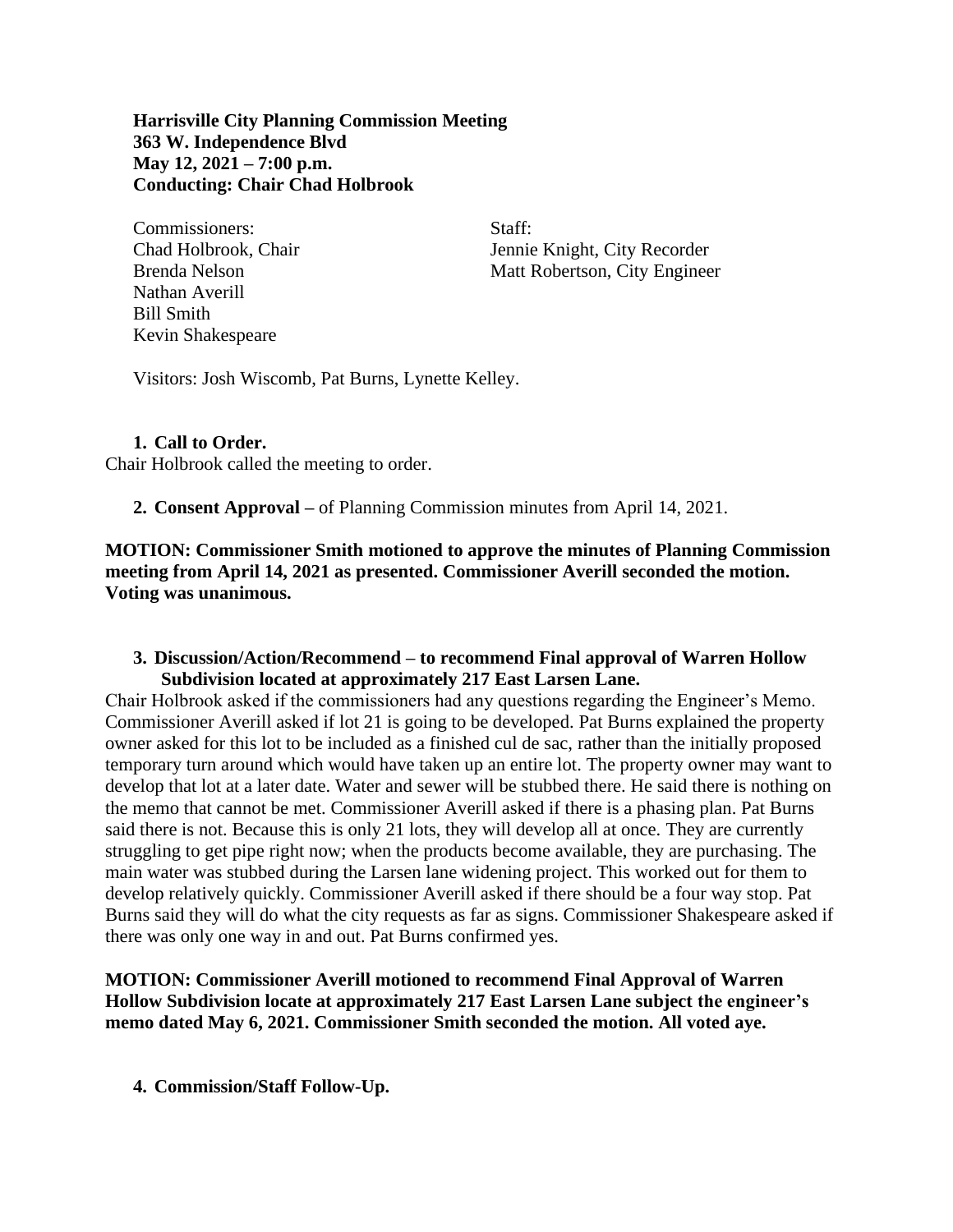**Harrisville City Planning Commission Meeting**
**363 W. Independence Blvd**
**May 12, 2021 – 7:00 p.m.**
**Conducting: Chair Chad Holbrook**

Commissioners:
Chad Holbrook, Chair
Brenda Nelson
Nathan Averill
Bill Smith
Kevin Shakespeare

Staff:
Jennie Knight, City Recorder
Matt Robertson, City Engineer

Visitors: Josh Wiscomb, Pat Burns, Lynette Kelley.

1. **Call to Order.**

Chair Holbrook called the meeting to order.

2. **Consent Approval –** of Planning Commission minutes from April 14, 2021.

**MOTION: Commissioner Smith motioned to approve the minutes of Planning Commission meeting from April 14, 2021 as presented. Commissioner Averill seconded the motion. Voting was unanimous.**

3. **Discussion/Action/Recommend – to recommend Final approval of Warren Hollow Subdivision located at approximately 217 East Larsen Lane.**

Chair Holbrook asked if the commissioners had any questions regarding the Engineer's Memo. Commissioner Averill asked if lot 21 is going to be developed. Pat Burns explained the property owner asked for this lot to be included as a finished cul de sac, rather than the initially proposed temporary turn around which would have taken up an entire lot. The property owner may want to develop that lot at a later date. Water and sewer will be stubbed there. He said there is nothing on the memo that cannot be met. Commissioner Averill asked if there is a phasing plan. Pat Burns said there is not. Because this is only 21 lots, they will develop all at once. They are currently struggling to get pipe right now; when the products become available, they are purchasing. The main water was stubbed during the Larsen lane widening project. This worked out for them to develop relatively quickly. Commissioner Averill asked if there should be a four way stop. Pat Burns said they will do what the city requests as far as signs. Commissioner Shakespeare asked if there was only one way in and out. Pat Burns confirmed yes.

**MOTION: Commissioner Averill motioned to recommend Final Approval of Warren Hollow Subdivision locate at approximately 217 East Larsen Lane subject the engineer's memo dated May 6, 2021. Commissioner Smith seconded the motion. All voted aye.**

4. **Commission/Staff Follow-Up.**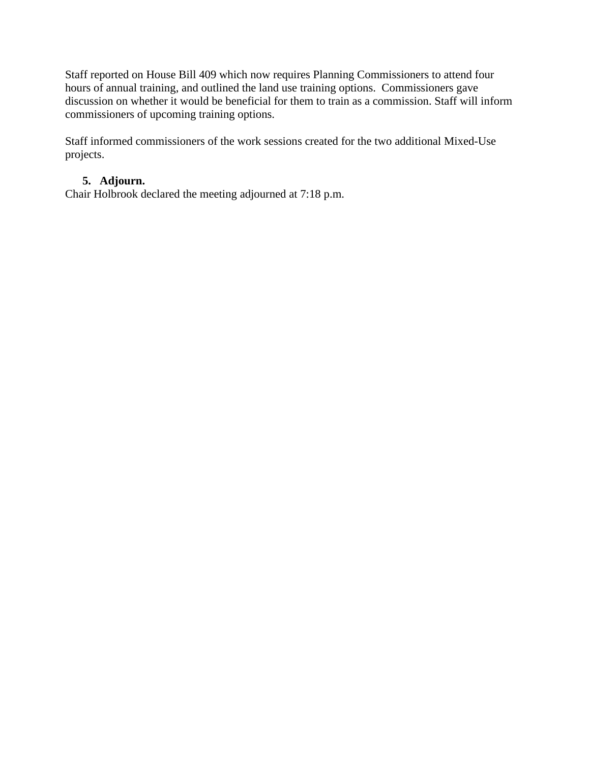Staff reported on House Bill 409 which now requires Planning Commissioners to attend four hours of annual training, and outlined the land use training options.  Commissioners gave discussion on whether it would be beneficial for them to train as a commission. Staff will inform commissioners of upcoming training options.

Staff informed commissioners of the work sessions created for the two additional Mixed-Use projects.

5. **Adjourn.**

Chair Holbrook declared the meeting adjourned at 7:18 p.m.